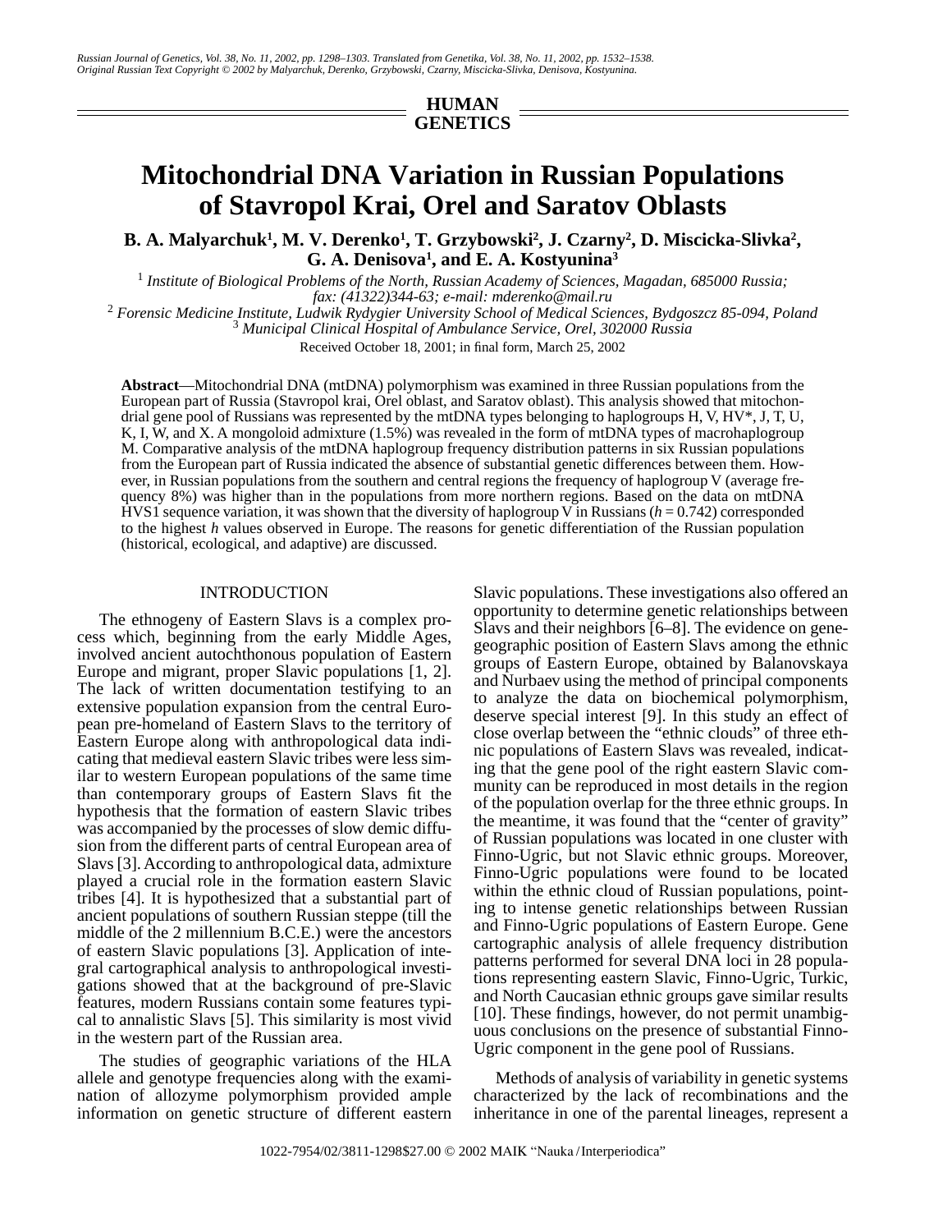HUMAN GENETICS

# Mitochondrial DNA Variation in Russian Populations of Stavropol Krai, Orel and Saratov Oblasts

**B. A. Malyarchuk[1], M. V. Derenko[1], T. Grzybowski[2], J. Czarny[2], D. Miscicka-Slivka[2], G. A. Denisova[1], and E. A. Kostyunina[3]**

[1] *Institute of Biological Problems of the North, Russian Academy of Sciences, Magadan, 685000 Russia; fax: (41322)344-63; e-mail: mderenko@mail.ru*

[2] *Forensic Medicine Institute, Ludwik Rydygier University School of Medical Sciences, Bydgoszcz 85-094, Poland*

[3] *Municipal Clinical Hospital of Ambulance Service, Orel, 302000 Russia*

Received October 18, 2001; in final form, March 25, 2002

**Abstract**—Mitochondrial DNA (mtDNA) polymorphism was examined in three Russian populations from the European part of Russia (Stavropol krai, Orel oblast, and Saratov oblast). This analysis showed that mitochondrial gene pool of Russians was represented by the mtDNA types belonging to haplogroups H, V, HV*, J, T, U, K, I, W, and X. A mongoloid admixture (1.5%) was revealed in the form of mtDNA types of macrohaplogroup M. Comparative analysis of the mtDNA haplogroup frequency distribution patterns in six Russian populations from the European part of Russia indicated the absence of substantial genetic differences between them. However, in Russian populations from the southern and central regions the frequency of haplogroup V (average frequency 8%) was higher than in the populations from more northern regions. Based on the data on mtDNA HVS1 sequence variation, it was shown that the diversity of haplogroup V in Russians ($h = 0.742$) corresponded to the highest $h$ values observed in Europe. The reasons for genetic differentiation of the Russian population (historical, ecological, and adaptive) are discussed.

## INTRODUCTION

The ethnogeny of Eastern Slavs is a complex process which, beginning from the early Middle Ages, involved ancient autochthonous population of Eastern Europe and migrant, proper Slavic populations [1, 2]. The lack of written documentation testifying to an extensive population expansion from the central European pre-homeland of Eastern Slavs to the territory of Eastern Europe along with anthropological data indicating that medieval eastern Slavic tribes were less similar to western European populations of the same time than contemporary groups of Eastern Slavs fit the hypothesis that the formation of eastern Slavic tribes was accompanied by the processes of slow demic diffusion from the different parts of central European area of Slavs [3]. According to anthropological data, admixture played a crucial role in the formation eastern Slavic tribes [4]. It is hypothesized that a substantial part of ancient populations of southern Russian steppe (till the middle of the 2 millennium B.C.E.) were the ancestors of eastern Slavic populations [3]. Application of integral cartographical analysis to anthropological investigations showed that at the background of pre-Slavic features, modern Russians contain some features typical to annalistic Slavs [5]. This similarity is most vivid in the western part of the Russian area.

The studies of geographic variations of the HLA allele and genotype frequencies along with the examination of allozyme polymorphism provided ample information on genetic structure of different eastern Slavic populations. These investigations also offered an opportunity to determine genetic relationships between Slavs and their neighbors [6–8]. The evidence on genegeographic position of Eastern Slavs among the ethnic groups of Eastern Europe, obtained by Balanovskaya and Nurbaev using the method of principal components to analyze the data on biochemical polymorphism, deserve special interest [9]. In this study an effect of close overlap between the "ethnic clouds" of three ethnic populations of Eastern Slavs was revealed, indicating that the gene pool of the right eastern Slavic community can be reproduced in most details in the region of the population overlap for the three ethnic groups. In the meantime, it was found that the "center of gravity" of Russian populations was located in one cluster with Finno-Ugric, but not Slavic ethnic groups. Moreover, Finno-Ugric populations were found to be located within the ethnic cloud of Russian populations, pointing to intense genetic relationships between Russian and Finno-Ugric populations of Eastern Europe. Gene cartographic analysis of allele frequency distribution patterns performed for several DNA loci in 28 populations representing eastern Slavic, Finno-Ugric, Turkic, and North Caucasian ethnic groups gave similar results [10]. These findings, however, do not permit unambiguous conclusions on the presence of substantial Finno-Ugric component in the gene pool of Russians.

Methods of analysis of variability in genetic systems characterized by the lack of recombinations and the inheritance in one of the parental lineages, represent a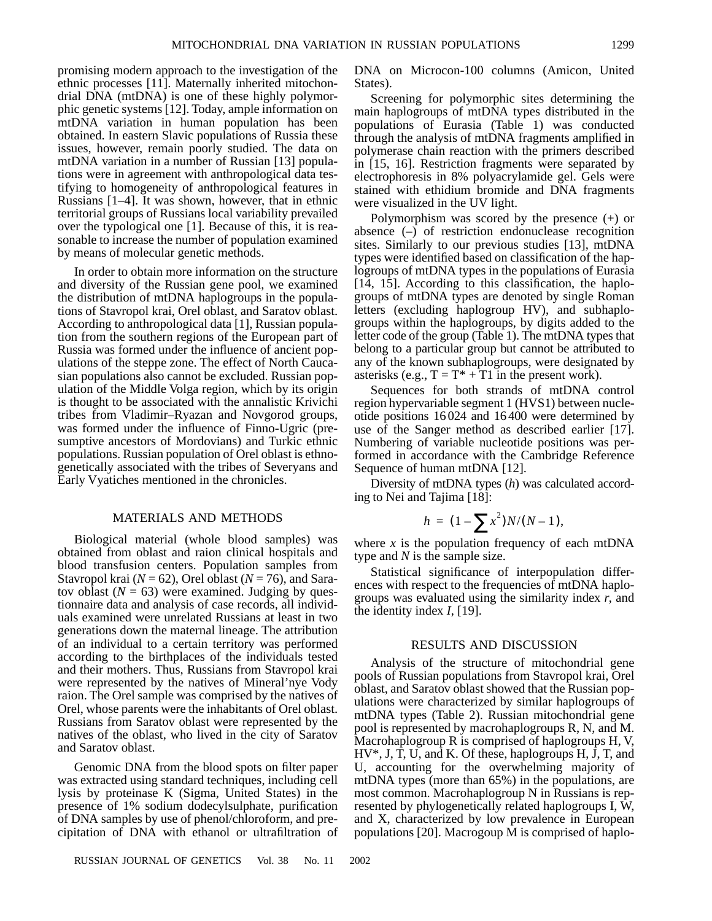promising modern approach to the investigation of the ethnic processes [11]. Maternally inherited mitochondrial DNA (mtDNA) is one of these highly polymorphic genetic systems [12]. Today, ample information on mtDNA variation in human population has been obtained. In eastern Slavic populations of Russia these issues, however, remain poorly studied. The data on mtDNA variation in a number of Russian [13] populations were in agreement with anthropological data testifying to homogeneity of anthropological features in Russians [1–4]. It was shown, however, that in ethnic territorial groups of Russians local variability prevailed over the typological one [1]. Because of this, it is reasonable to increase the number of population examined by means of molecular genetic methods.

In order to obtain more information on the structure and diversity of the Russian gene pool, we examined the distribution of mtDNA haplogroups in the populations of Stavropol krai, Orel oblast, and Saratov oblast. According to anthropological data [1], Russian population from the southern regions of the European part of Russia was formed under the influence of ancient populations of the steppe zone. The effect of North Caucasian populations also cannot be excluded. Russian population of the Middle Volga region, which by its origin is thought to be associated with the annalistic Krivichi tribes from Vladimir–Ryazan and Novgorod groups, was formed under the influence of Finno-Ugric (presumptive ancestors of Mordovians) and Turkic ethnic populations. Russian population of Orel oblast is ethnogenetically associated with the tribes of Severyans and Early Vyatiches mentioned in the chronicles.

## MATERIALS AND METHODS

Biological material (whole blood samples) was obtained from oblast and raion clinical hospitals and blood transfusion centers. Population samples from Stavropol krai ($N = 62$), Orel oblast ($N = 76$), and Saratov oblast ($N = 63$) were examined. Judging by questionnaire data and analysis of case records, all individuals examined were unrelated Russians at least in two generations down the maternal lineage. The attribution of an individual to a certain territory was performed according to the birthplaces of the individuals tested and their mothers. Thus, Russians from Stavropol krai were represented by the natives of Mineral'nye Vody raion. The Orel sample was comprised by the natives of Orel, whose parents were the inhabitants of Orel oblast. Russians from Saratov oblast were represented by the natives of the oblast, who lived in the city of Saratov and Saratov oblast.

Genomic DNA from the blood spots on filter paper was extracted using standard techniques, including cell lysis by proteinase K (Sigma, United States) in the presence of 1% sodium dodecylsulphate, purification of DNA samples by use of phenol/chloroform, and precipitation of DNA with ethanol or ultrafiltration of DNA on Microcon-100 columns (Amicon, United States).

Screening for polymorphic sites determining the main haplogroups of mtDNA types distributed in the populations of Eurasia (Table 1) was conducted through the analysis of mtDNA fragments amplified in polymerase chain reaction with the primers described in [15, 16]. Restriction fragments were separated by electrophoresis in 8% polyacrylamide gel. Gels were stained with ethidium bromide and DNA fragments were visualized in the UV light.

Polymorphism was scored by the presence (+) or absence (–) of restriction endonuclease recognition sites. Similarly to our previous studies [13], mtDNA types were identified based on classification of the haplogroups of mtDNA types in the populations of Eurasia [14, 15]. According to this classification, the haplogroups of mtDNA types are denoted by single Roman letters (excluding haplogroup HV), and subhaplogroups within the haplogroups, by digits added to the letter code of the group (Table 1). The mtDNA types that belong to a particular group but cannot be attributed to any of the known subhaplogroups, were designated by asterisks (e.g., T = T* + T1 in the present work).

Sequences for both strands of mtDNA control region hypervariable segment 1 (HVS1) between nucleotide positions 16 024 and 16 400 were determined by use of the Sanger method as described earlier [17]. Numbering of variable nucleotide positions was performed in accordance with the Cambridge Reference Sequence of human mtDNA [12].

Diversity of mtDNA types ($h$) was calculated according to Nei and Tajima [18]:

$$h = (1 - \sum x^2)N/(N-1),$$

where $x$ is the population frequency of each mtDNA type and $N$ is the sample size.

Statistical significance of interpopulation differences with respect to the frequencies of mtDNA haplogroups was evaluated using the similarity index $r$, and the identity index $I$, [19].

## RESULTS AND DISCUSSION

Analysis of the structure of mitochondrial gene pools of Russian populations from Stavropol krai, Orel oblast, and Saratov oblast showed that the Russian populations were characterized by similar haplogroups of mtDNA types (Table 2). Russian mitochondrial gene pool is represented by macrohaplogroups R, N, and M. Macrohaplogroup R is comprised of haplogroups H, V, HV*, J, T, U, and K. Of these, haplogroups H, J, T, and U, accounting for the overwhelming majority of mtDNA types (more than 65%) in the populations, are most common. Macrohaplogroup N in Russians is represented by phylogenetically related haplogroups I, W, and X, characterized by low prevalence in European populations [20]. Macrogoup M is comprised of haplo-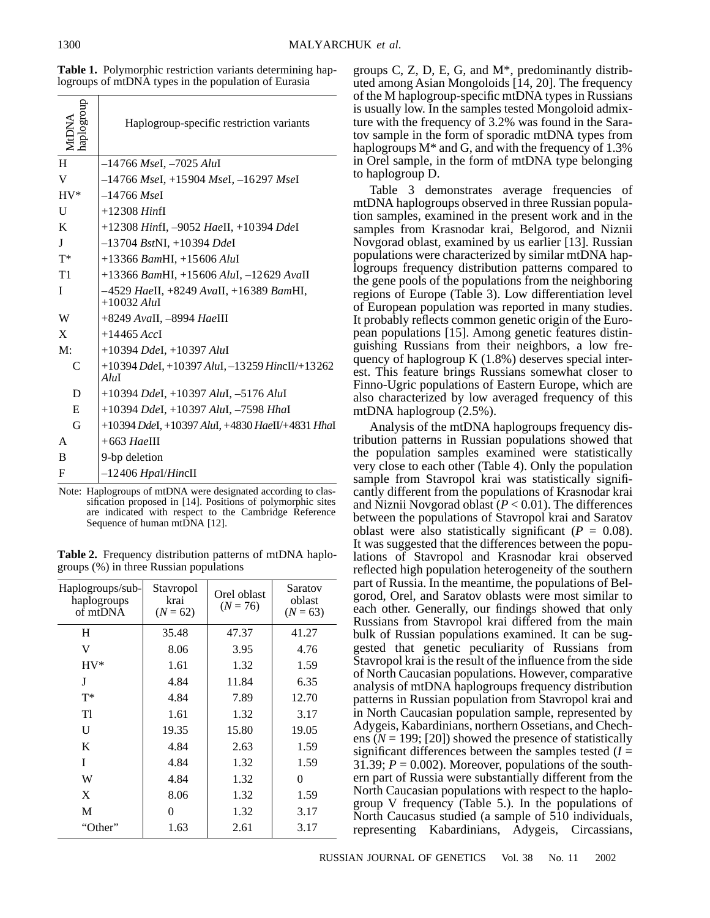**Table 1.** Polymorphic restriction variants determining haplogroups of mtDNA types in the population of Eurasia

| MtDNA haplogroup | Haplogroup-specific restriction variants |
|---|---|
| H | –14766 *Mse*I, –7025 *Alu*I |
| V | –14766 *Mse*I, +15904 *Mse*I, –16297 *Mse*I |
| HV* | –14766 *Mse*I |
| U | +12308 *Hinf*I |
| K | +12308 *Hinf*I, –9052 *Hae*II, +10394 *Dde*I |
| J | –13704 *Bst*NI, +10394 *Dde*I |
| T* | +13366 *Bam*HI, +15606 *Alu*I |
| T1 | +13366 *Bam*HI, +15606 *Alu*I, –12629 *Ava*II |
| I | –4529 *Hae*II, +8249 *Ava*II, +16389 *Bam*HI, +10032 *Alu*I |
| W | +8249 *Ava*II, –8994 *Hae*III |
| X | +14465 *Acc*I |
| M: | +10394 *Dde*I, +10397 *Alu*I |
| C | +10394 *Dde*I, +10397 *Alu*I, –13259 *Hinc*II/+13262 *Alu*I |
| D | +10394 *Dde*I, +10397 *Alu*I, –5176 *Alu*I |
| E | +10394 *Dde*I, +10397 *Alu*I, –7598 *Hha*I |
| G | +10394 *Dde*I, +10397 *Alu*I, +4830 *Hae*II/+4831 *Hha*I |
| A | +663 *Hae*III |
| B | 9-bp deletion |
| F | –12406 *Hpa*I/*Hinc*II |

Note: Haplogroups of mtDNA were designated according to classification proposed in [14]. Positions of polymorphic sites are indicated with respect to the Cambridge Reference Sequence of human mtDNA [12].

**Table 2.** Frequency distribution patterns of mtDNA haplogroups (%) in three Russian populations

| Haplogroups/sub-haplogroups of mtDNA | Stavropol krai ($N = 62$) | Orel oblast ($N = 76$) | Saratov oblast ($N = 63$) |
|---|---|---|---|
| H | 35.48 | 47.37 | 41.27 |
| V | 8.06 | 3.95 | 4.76 |
| HV* | 1.61 | 1.32 | 1.59 |
| J | 4.84 | 11.84 | 6.35 |
| T* | 4.84 | 7.89 | 12.70 |
| Tl | 1.61 | 1.32 | 3.17 |
| U | 19.35 | 15.80 | 19.05 |
| K | 4.84 | 2.63 | 1.59 |
| I | 4.84 | 1.32 | 1.59 |
| W | 4.84 | 1.32 | 0 |
| X | 8.06 | 1.32 | 1.59 |
| M | 0 | 1.32 | 3.17 |
| "Other" | 1.63 | 2.61 | 3.17 |

groups C, Z, D, E, G, and M*, predominantly distributed among Asian Mongoloids [14, 20]. The frequency of the M haplogroup-specific mtDNA types in Russians is usually low. In the samples tested Mongoloid admixture with the frequency of 3.2% was found in the Saratov sample in the form of sporadic mtDNA types from haplogroups M* and G, and with the frequency of 1.3% in Orel sample, in the form of mtDNA type belonging to haplogroup D.

Table 3 demonstrates average frequencies of mtDNA haplogroups observed in three Russian population samples, examined in the present work and in the samples from Krasnodar krai, Belgorod, and Niznii Novgorad oblast, examined by us earlier [13]. Russian populations were characterized by similar mtDNA haplogroups frequency distribution patterns compared to the gene pools of the populations from the neighboring regions of Europe (Table 3). Low differentiation level of European population was reported in many studies. It probably reflects common genetic origin of the European populations [15]. Among genetic features distinguishing Russians from their neighbors, a low frequency of haplogroup K (1.8%) deserves special interest. This feature brings Russians somewhat closer to Finno-Ugric populations of Eastern Europe, which are also characterized by low averaged frequency of this mtDNA haplogroup (2.5%).

Analysis of the mtDNA haplogroups frequency distribution patterns in Russian populations showed that the population samples examined were statistically very close to each other (Table 4). Only the population sample from Stavropol krai was statistically significantly different from the populations of Krasnodar krai and Niznii Novgorod oblast ($P < 0.01$). The differences between the populations of Stavropol krai and Saratov oblast were also statistically significant ($P = 0.08$). It was suggested that the differences between the populations of Stavropol and Krasnodar krai observed reflected high population heterogeneity of the southern part of Russia. In the meantime, the populations of Belgorod, Orel, and Saratov oblasts were most similar to each other. Generally, our findings showed that only Russians from Stavropol krai differed from the main bulk of Russian populations examined. It can be suggested that genetic peculiarity of Russians from Stavropol krai is the result of the influence from the side of North Caucasian populations. However, comparative analysis of mtDNA haplogroups frequency distribution patterns in Russian population from Stavropol krai and in North Caucasian population sample, represented by Adygeis, Kabardinians, northern Ossetians, and Chechens ($N = 199$; [20]) showed the presence of statistically significant differences between the samples tested ($I = 31.39$; $P = 0.002$). Moreover, populations of the southern part of Russia were substantially different from the North Caucasian populations with respect to the haplogroup V frequency (Table 5.). In the populations of North Caucasus studied (a sample of 510 individuals, representing Kabardinians, Adygeis, Circassians,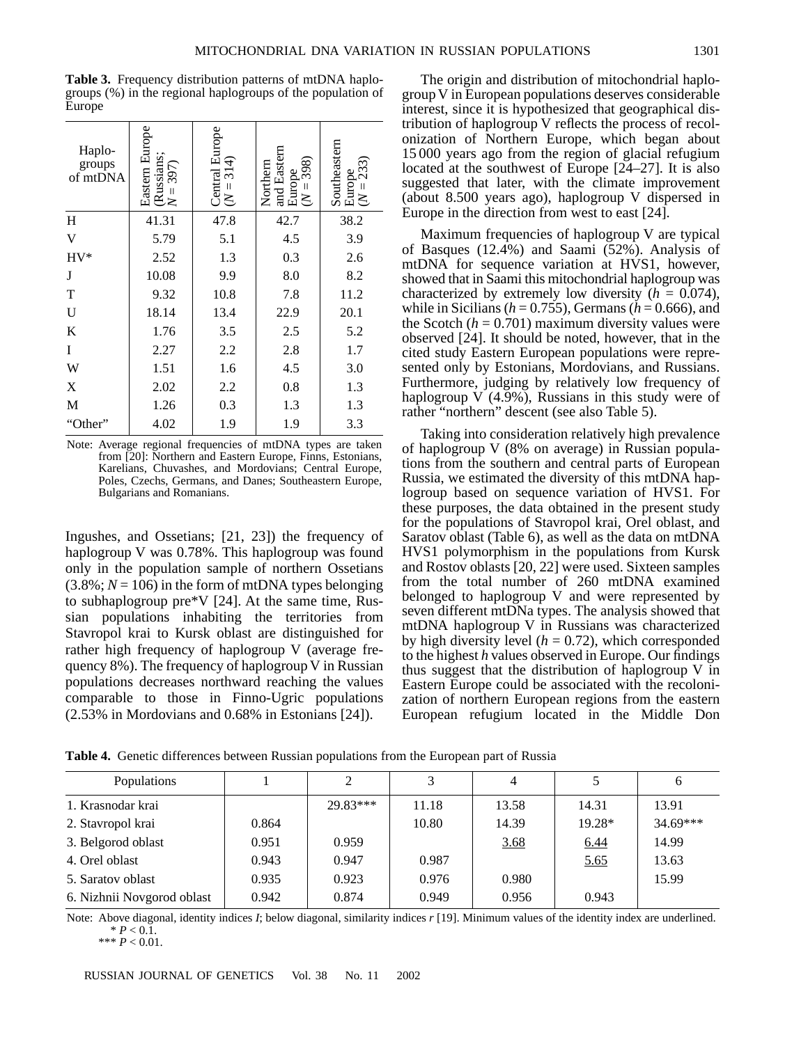**Table 3.** Frequency distribution patterns of mtDNA haplogroups (%) in the regional haplogroups of the population of Europe

| Haplogroups of mtDNA | Eastern Europe (Russians; $N = 397$) | Central Europe ($N = 314$) | Northern and Eastern Europe ($N = 398$) | Southeastern Europe ($N = 233$) |
|---|---|---|---|---|
| H | 41.31 | 47.8 | 42.7 | 38.2 |
| V | 5.79 | 5.1 | 4.5 | 3.9 |
| HV* | 2.52 | 1.3 | 0.3 | 2.6 |
| J | 10.08 | 9.9 | 8.0 | 8.2 |
| T | 9.32 | 10.8 | 7.8 | 11.2 |
| U | 18.14 | 13.4 | 22.9 | 20.1 |
| K | 1.76 | 3.5 | 2.5 | 5.2 |
| I | 2.27 | 2.2 | 2.8 | 1.7 |
| W | 1.51 | 1.6 | 4.5 | 3.0 |
| X | 2.02 | 2.2 | 0.8 | 1.3 |
| M | 1.26 | 0.3 | 1.3 | 1.3 |
| "Other" | 4.02 | 1.9 | 1.9 | 3.3 |

Note: Average regional frequencies of mtDNA types are taken from [20]: Northern and Eastern Europe, Finns, Estonians, Karelians, Chuvashes, and Mordovians; Central Europe, Poles, Czechs, Germans, and Danes; Southeastern Europe, Bulgarians and Romanians.

Ingushes, and Ossetians; [21, 23]) the frequency of haplogroup V was 0.78%. This haplogroup was found only in the population sample of northern Ossetians (3.8%; $N = 106$) in the form of mtDNA types belonging to subhaplogroup pre*V [24]. At the same time, Russian populations inhabiting the territories from Stavropol krai to Kursk oblast are distinguished for rather high frequency of haplogroup V (average frequency 8%). The frequency of haplogroup V in Russian populations decreases northward reaching the values comparable to those in Finno-Ugric populations (2.53% in Mordovians and 0.68% in Estonians [24]).

The origin and distribution of mitochondrial haplogroup V in European populations deserves considerable interest, since it is hypothesized that geographical distribution of haplogroup V reflects the process of recolonization of Northern Europe, which began about 15 000 years ago from the region of glacial refugium located at the southwest of Europe [24–27]. It is also suggested that later, with the climate improvement (about 8.500 years ago), haplogroup V dispersed in Europe in the direction from west to east [24].

Maximum frequencies of haplogroup V are typical of Basques (12.4%) and Saami (52%). Analysis of mtDNA for sequence variation at HVS1, however, showed that in Saami this mitochondrial haplogroup was characterized by extremely low diversity ($h = 0.074$), while in Sicilians ($h = 0.755$), Germans ($h = 0.666$), and the Scotch ($h = 0.701$) maximum diversity values were observed [24]. It should be noted, however, that in the cited study Eastern European populations were represented only by Estonians, Mordovians, and Russians. Furthermore, judging by relatively low frequency of haplogroup V (4.9%), Russians in this study were of rather "northern" descent (see also Table 5).

Taking into consideration relatively high prevalence of haplogroup V (8% on average) in Russian populations from the southern and central parts of European Russia, we estimated the diversity of this mtDNA haplogroup based on sequence variation of HVS1. For these purposes, the data obtained in the present study for the populations of Stavropol krai, Orel oblast, and Saratov oblast (Table 6), as well as the data on mtDNA HVS1 polymorphism in the populations from Kursk and Rostov oblasts [20, 22] were used. Sixteen samples from the total number of 260 mtDNA examined belonged to haplogroup V and were represented by seven different mtDNa types. The analysis showed that mtDNA haplogroup V in Russians was characterized by high diversity level ($h = 0.72$), which corresponded to the highest $h$ values observed in Europe. Our findings thus suggest that the distribution of haplogroup V in Eastern Europe could be associated with the recolonization of northern European regions from the eastern European refugium located in the Middle Don

**Table 4.** Genetic differences between Russian populations from the European part of Russia

| Populations | 1 | 2 | 3 | 4 | 5 | 6 |
|---|---|---|---|---|---|---|
| 1. Krasnodar krai | | 29.83*** | 11.18 | 13.58 | 14.31 | 13.91 |
| 2. Stavropol krai | 0.864 | | 10.80 | 14.39 | 19.28* | 34.69*** |
| 3. Belgorod oblast | 0.951 | 0.959 | | <u>3.68</u> | <u>6.44</u> | 14.99 |
| 4. Orel oblast | 0.943 | 0.947 | 0.987 | | <u>5.65</u> | 13.63 |
| 5. Saratov oblast | 0.935 | 0.923 | 0.976 | 0.980 | | 15.99 |
| 6. Nizhnii Novgorod oblast | 0.942 | 0.874 | 0.949 | 0.956 | 0.943 | |

Note: Above diagonal, identity indices $I$; below diagonal, similarity indices $r$ [19]. Minimum values of the identity index are underlined.
\* $P < 0.1$.
\*\*\* $P < 0.01$.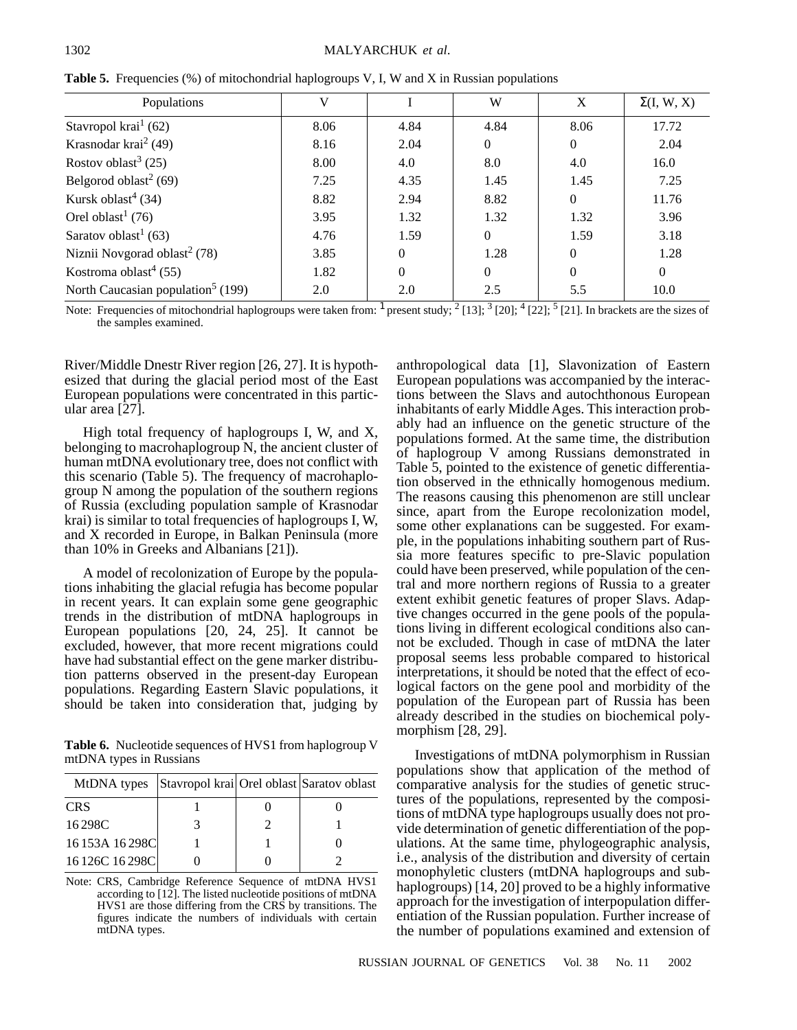**Table 5.** Frequencies (%) of mitochondrial haplogroups V, I, W and X in Russian populations

| Populations | V | I | W | X | Σ(I, W, X) |
|---|---|---|---|---|---|
| Stavropol krai[1] (62) | 8.06 | 4.84 | 4.84 | 8.06 | 17.72 |
| Krasnodar krai[2] (49) | 8.16 | 2.04 | 0 | 0 | 2.04 |
| Rostov oblast[3] (25) | 8.00 | 4.0 | 8.0 | 4.0 | 16.0 |
| Belgorod oblast[2] (69) | 7.25 | 4.35 | 1.45 | 1.45 | 7.25 |
| Kursk oblast[4] (34) | 8.82 | 2.94 | 8.82 | 0 | 11.76 |
| Orel oblast[1] (76) | 3.95 | 1.32 | 1.32 | 1.32 | 3.96 |
| Saratov oblast[1] (63) | 4.76 | 1.59 | 0 | 1.59 | 3.18 |
| Niznii Novgorad oblast[2] (78) | 3.85 | 0 | 1.28 | 0 | 1.28 |
| Kostroma oblast[4] (55) | 1.82 | 0 | 0 | 0 | 0 |
| North Caucasian population[5] (199) | 2.0 | 2.0 | 2.5 | 5.5 | 10.0 |

Note: Frequencies of mitochondrial haplogroups were taken from: [1] present study; [2] [13]; [3] [20]; [4] [22]; [5] [21]. In brackets are the sizes of the samples examined.

River/Middle Dnestr River region [26, 27]. It is hypothesized that during the glacial period most of the East European populations were concentrated in this particular area [27].

High total frequency of haplogroups I, W, and X, belonging to macrohaplogroup N, the ancient cluster of human mtDNA evolutionary tree, does not conflict with this scenario (Table 5). The frequency of macrohaplogroup N among the population of the southern regions of Russia (excluding population sample of Krasnodar krai) is similar to total frequencies of haplogroups I, W, and X recorded in Europe, in Balkan Peninsula (more than 10% in Greeks and Albanians [21]).

A model of recolonization of Europe by the populations inhabiting the glacial refugia has become popular in recent years. It can explain some gene geographic trends in the distribution of mtDNA haplogroups in European populations [20, 24, 25]. It cannot be excluded, however, that more recent migrations could have had substantial effect on the gene marker distribution patterns observed in the present-day European populations. Regarding Eastern Slavic populations, it should be taken into consideration that, judging by anthropological data [1], Slavonization of Eastern European populations was accompanied by the interactions between the Slavs and autochthonous European inhabitants of early Middle Ages. This interaction probably had an influence on the genetic structure of the populations formed. At the same time, the distribution of haplogroup V among Russians demonstrated in Table 5, pointed to the existence of genetic differentiation observed in the ethnically homogenous medium. The reasons causing this phenomenon are still unclear since, apart from the Europe recolonization model, some other explanations can be suggested. For example, in the populations inhabiting southern part of Russia more features specific to pre-Slavic population could have been preserved, while population of the central and more northern regions of Russia to a greater extent exhibit genetic features of proper Slavs. Adaptive changes occurred in the gene pools of the populations living in different ecological conditions also cannot be excluded. Though in case of mtDNA the later proposal seems less probable compared to historical interpretations, it should be noted that the effect of ecological factors on the gene pool and morbidity of the population of the European part of Russia has been already described in the studies on biochemical polymorphism [28, 29].

**Table 6.** Nucleotide sequences of HVS1 from haplogroup V mtDNA types in Russians

| MtDNA types | Stavropol krai | Orel oblast | Saratov oblast |
|---|---|---|---|
| CRS | 1 | 0 | 0 |
| 16298C | 3 | 2 | 1 |
| 16153A 16298C | 1 | 1 | 0 |
| 16126C 16298C | 0 | 0 | 2 |

Note: CRS, Cambridge Reference Sequence of mtDNA HVS1 according to [12]. The listed nucleotide positions of mtDNA HVS1 are those differing from the CRS by transitions. The figures indicate the numbers of individuals with certain mtDNA types.

Investigations of mtDNA polymorphism in Russian populations show that application of the method of comparative analysis for the studies of genetic structures of the populations, represented by the compositions of mtDNA type haplogroups usually does not provide determination of genetic differentiation of the populations. At the same time, phylogeographic analysis, i.e., analysis of the distribution and diversity of certain monophyletic clusters (mtDNA haplogroups and subhaplogroups) [14, 20] proved to be a highly informative approach for the investigation of interpopulation differentiation of the Russian population. Further increase of the number of populations examined and extension of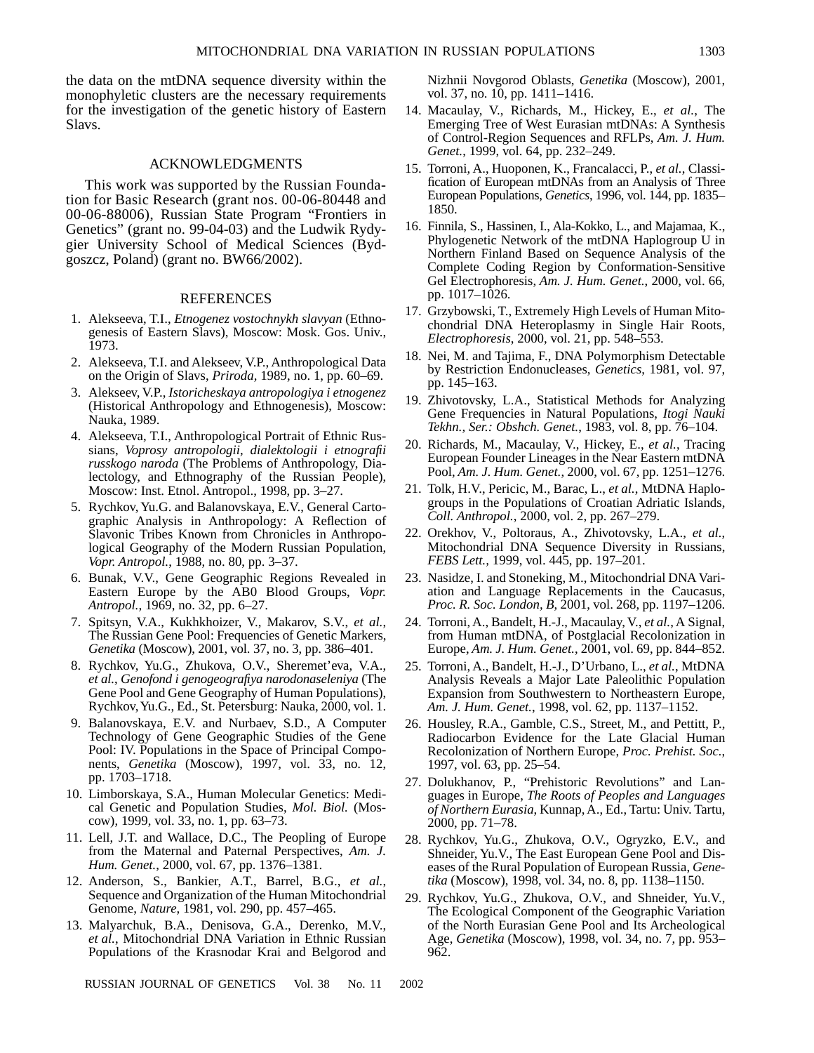the data on the mtDNA sequence diversity within the monophyletic clusters are the necessary requirements for the investigation of the genetic history of Eastern Slavs.

## ACKNOWLEDGMENTS

This work was supported by the Russian Foundation for Basic Research (grant nos. 00-06-80448 and 00-06-88006), Russian State Program "Frontiers in Genetics" (grant no. 99-04-03) and the Ludwik Rydygier University School of Medical Sciences (Bydgoszcz, Poland) (grant no. BW66/2002).

## REFERENCES

1. Alekseeva, T.I., *Etnogenez vostochnykh slavyan* (Ethnogenesis of Eastern Slavs), Moscow: Mosk. Gos. Univ., 1973.
2. Alekseeva, T.I. and Alekseev, V.P., Anthropological Data on the Origin of Slavs, *Priroda*, 1989, no. 1, pp. 60–69.
3. Alekseev, V.P., *Istoricheskaya antropologiya i etnogenez* (Historical Anthropology and Ethnogenesis), Moscow: Nauka, 1989.
4. Alekseeva, T.I., Anthropological Portrait of Ethnic Russians, *Voprosy antropologii, dialektologii i etnografii russkogo naroda* (The Problems of Anthropology, Dialectology, and Ethnography of the Russian People), Moscow: Inst. Etnol. Antropol., 1998, pp. 3–27.
5. Rychkov, Yu.G. and Balanovskaya, E.V., General Cartographic Analysis in Anthropology: A Reflection of Slavonic Tribes Known from Chronicles in Anthropological Geography of the Modern Russian Population, *Vopr. Antropol.*, 1988, no. 80, pp. 3–37.
6. Bunak, V.V., Gene Geographic Regions Revealed in Eastern Europe by the AB0 Blood Groups, *Vopr. Antropol.*, 1969, no. 32, pp. 6–27.
7. Spitsyn, V.A., Kukhkhoizer, V., Makarov, S.V., *et al.*, The Russian Gene Pool: Frequencies of Genetic Markers, *Genetika* (Moscow), 2001, vol. 37, no. 3, pp. 386–401.
8. Rychkov, Yu.G., Zhukova, O.V., Sheremet'eva, V.A., *et al.*, *Genofond i genogeografiya narodonaseleniya* (The Gene Pool and Gene Geography of Human Populations), Rychkov, Yu.G., Ed., St. Petersburg: Nauka, 2000, vol. 1.
9. Balanovskaya, E.V. and Nurbaev, S.D., A Computer Technology of Gene Geographic Studies of the Gene Pool: IV. Populations in the Space of Principal Components, *Genetika* (Moscow), 1997, vol. 33, no. 12, pp. 1703–1718.
10. Limborskaya, S.A., Human Molecular Genetics: Medical Genetic and Population Studies, *Mol. Biol.* (Moscow), 1999, vol. 33, no. 1, pp. 63–73.
11. Lell, J.T. and Wallace, D.C., The Peopling of Europe from the Maternal and Paternal Perspectives, *Am. J. Hum. Genet.*, 2000, vol. 67, pp. 1376–1381.
12. Anderson, S., Bankier, A.T., Barrel, B.G., *et al.*, Sequence and Organization of the Human Mitochondrial Genome, *Nature*, 1981, vol. 290, pp. 457–465.
13. Malyarchuk, B.A., Denisova, G.A., Derenko, M.V., *et al.*, Mitochondrial DNA Variation in Ethnic Russian Populations of the Krasnodar Krai and Belgorod and Nizhnii Novgorod Oblasts, *Genetika* (Moscow), 2001, vol. 37, no. 10, pp. 1411–1416.
14. Macaulay, V., Richards, M., Hickey, E., *et al.*, The Emerging Tree of West Eurasian mtDNAs: A Synthesis of Control-Region Sequences and RFLPs, *Am. J. Hum. Genet.*, 1999, vol. 64, pp. 232–249.
15. Torroni, A., Huoponen, K., Francalacci, P., *et al.*, Classification of European mtDNAs from an Analysis of Three European Populations, *Genetics*, 1996, vol. 144, pp. 1835–1850.
16. Finnila, S., Hassinen, I., Ala-Kokko, L., and Majamaa, K., Phylogenetic Network of the mtDNA Haplogroup U in Northern Finland Based on Sequence Analysis of the Complete Coding Region by Conformation-Sensitive Gel Electrophoresis, *Am. J. Hum. Genet.*, 2000, vol. 66, pp. 1017–1026.
17. Grzybowski, T., Extremely High Levels of Human Mitochondrial DNA Heteroplasmy in Single Hair Roots, *Electrophoresis*, 2000, vol. 21, pp. 548–553.
18. Nei, M. and Tajima, F., DNA Polymorphism Detectable by Restriction Endonucleases, *Genetics*, 1981, vol. 97, pp. 145–163.
19. Zhivotovsky, L.A., Statistical Methods for Analyzing Gene Frequencies in Natural Populations, *Itogi Nauki Tekhn., Ser.: Obshch. Genet.*, 1983, vol. 8, pp. 76–104.
20. Richards, M., Macaulay, V., Hickey, E., *et al.*, Tracing European Founder Lineages in the Near Eastern mtDNA Pool, *Am. J. Hum. Genet.*, 2000, vol. 67, pp. 1251–1276.
21. Tolk, H.V., Pericic, M., Barac, L., *et al.*, MtDNA Haplogroups in the Populations of Croatian Adriatic Islands, *Coll. Anthropol.*, 2000, vol. 2, pp. 267–279.
22. Orekhov, V., Poltoraus, A., Zhivotovsky, L.A., *et al.*, Mitochondrial DNA Sequence Diversity in Russians, *FEBS Lett.*, 1999, vol. 445, pp. 197–201.
23. Nasidze, I. and Stoneking, M., Mitochondrial DNA Variation and Language Replacements in the Caucasus, *Proc. R. Soc. London, B*, 2001, vol. 268, pp. 1197–1206.
24. Torroni, A., Bandelt, H.-J., Macaulay, V., *et al.*, A Signal, from Human mtDNA, of Postglacial Recolonization in Europe, *Am. J. Hum. Genet.*, 2001, vol. 69, pp. 844–852.
25. Torroni, A., Bandelt, H.-J., D'Urbano, L., *et al.*, MtDNA Analysis Reveals a Major Late Paleolithic Population Expansion from Southwestern to Northeastern Europe, *Am. J. Hum. Genet.*, 1998, vol. 62, pp. 1137–1152.
26. Housley, R.A., Gamble, C.S., Street, M., and Pettitt, P., Radiocarbon Evidence for the Late Glacial Human Recolonization of Northern Europe, *Proc. Prehist. Soc.*, 1997, vol. 63, pp. 25–54.
27. Dolukhanov, P., "Prehistoric Revolutions" and Languages in Europe, *The Roots of Peoples and Languages of Northern Eurasia*, Kunnap, A., Ed., Tartu: Univ. Tartu, 2000, pp. 71–78.
28. Rychkov, Yu.G., Zhukova, O.V., Ogryzko, E.V., and Shneider, Yu.V., The East European Gene Pool and Diseases of the Rural Population of European Russia, *Genetika* (Moscow), 1998, vol. 34, no. 8, pp. 1138–1150.
29. Rychkov, Yu.G., Zhukova, O.V., and Shneider, Yu.V., The Ecological Component of the Geographic Variation of the North Eurasian Gene Pool and Its Archeological Age, *Genetika* (Moscow), 1998, vol. 34, no. 7, pp. 953–962.